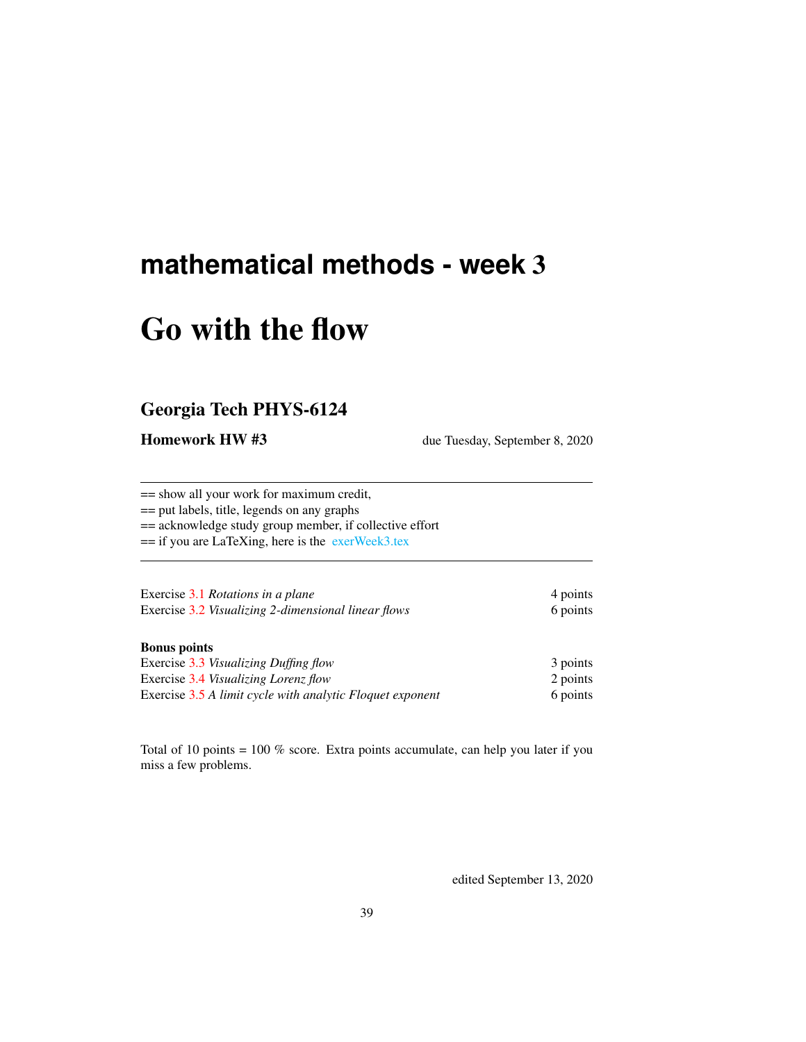# mathematical methods - week 3

# Go with the flow

## Georgia Tech PHYS-6124

**Homework HW #3** due Tuesday, September 8, 2020

---

== show all your work for maximum credit,
== put labels, title, legends on any graphs
== acknowledge study group member, if collective effort
== if you are LaTeXing, here is the exerWeek3.tex

---

| | |
|---|---|
| Exercise 3.1 *Rotations in a plane* | 4 points |
| Exercise 3.2 *Visualizing 2-dimensional linear flows* | 6 points |

**Bonus points**

| | |
|---|---|
| Exercise 3.3 *Visualizing Duffing flow* | 3 points |
| Exercise 3.4 *Visualizing Lorenz flow* | 2 points |
| Exercise 3.5 *A limit cycle with analytic Floquet exponent* | 6 points |

Total of 10 points = 100 % score. Extra points accumulate, can help you later if you miss a few problems.

edited September 13, 2020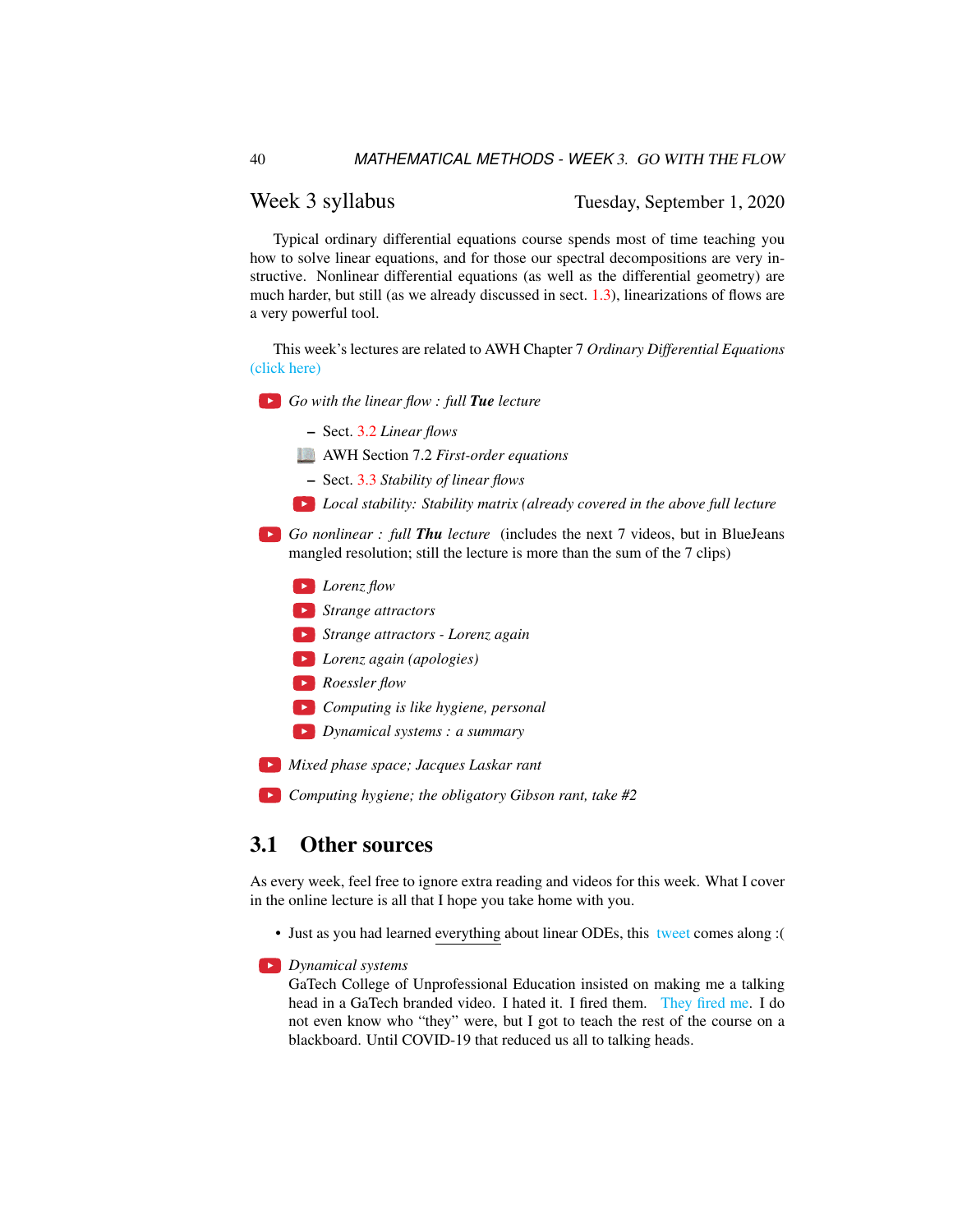## Week 3 syllabus

Tuesday, September 1, 2020

Typical ordinary differential equations course spends most of time teaching you how to solve linear equations, and for those our spectral decompositions are very instructive. Nonlinear differential equations (as well as the differential geometry) are much harder, but still (as we already discussed in sect. 1.3), linearizations of flows are a very powerful tool.

This week's lectures are related to AWH Chapter 7 *Ordinary Differential Equations* (click here)

- *Go with the linear flow : full **Tue** lecture*
  - Sect. 3.2 *Linear flows*
  - AWH Section 7.2 *First-order equations*
  - Sect. 3.3 *Stability of linear flows*
  - *Local stability: Stability matrix (already covered in the above full lecture*
- *Go nonlinear : full **Thu** lecture* (includes the next 7 videos, but in BlueJeans mangled resolution; still the lecture is more than the sum of the 7 clips)
  - *Lorenz flow*
  - *Strange attractors*
  - *Strange attractors - Lorenz again*
  - *Lorenz again (apologies)*
  - *Roessler flow*
  - *Computing is like hygiene, personal*
  - *Dynamical systems : a summary*
- *Mixed phase space; Jacques Laskar rant*
- *Computing hygiene; the obligatory Gibson rant, take #2*

## 3.1 Other sources

As every week, feel free to ignore extra reading and videos for this week. What I cover in the online lecture is all that I hope you take home with you.

- Just as you had learned everything about linear ODEs, this tweet comes along :(
- *Dynamical systems*
  GaTech College of Unprofessional Education insisted on making me a talking head in a GaTech branded video. I hated it. I fired them. They fired me. I do not even know who "they" were, but I got to teach the rest of the course on a blackboard. Until COVID-19 that reduced us all to talking heads.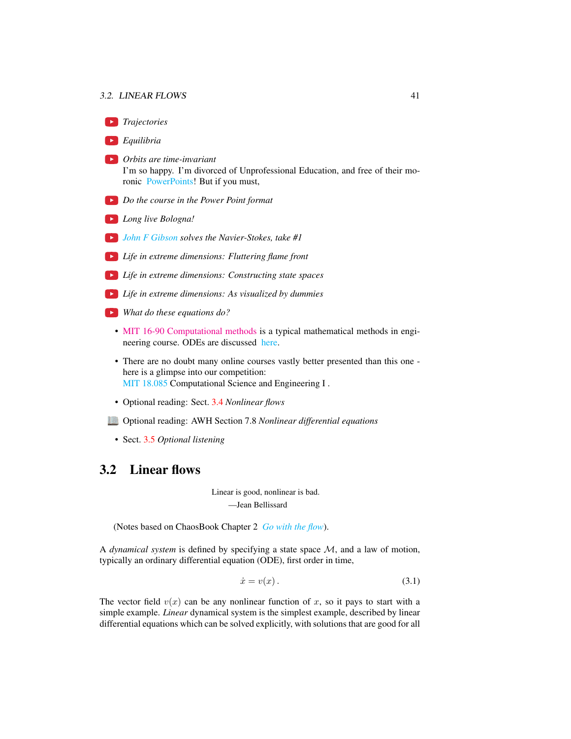- *Trajectories*
- *Equilibria*
- *Orbits are time-invariant*
  I'm so happy. I'm divorced of Unprofessional Education, and free of their moronic PowerPoints! But if you must,
- *Do the course in the Power Point format*
- *Long live Bologna!*
- *John F Gibson solves the Navier-Stokes, take #1*
- *Life in extreme dimensions: Fluttering flame front*
- *Life in extreme dimensions: Constructing state spaces*
- *Life in extreme dimensions: As visualized by dummies*
- *What do these equations do?*

- MIT 16-90 Computational methods is a typical mathematical methods in engineering course. ODEs are discussed here.
- There are no doubt many online courses vastly better presented than this one - here is a glimpse into our competition:
  MIT 18.085 Computational Science and Engineering I .
- Optional reading: Sect. 3.4 *Nonlinear flows*
- Optional reading: AWH Section 7.8 *Nonlinear differential equations*
- Sect. 3.5 *Optional listening*

## 3.2 Linear flows

Linear is good, nonlinear is bad.
—Jean Bellissard

(Notes based on ChaosBook Chapter 2 *Go with the flow*).

A *dynamical system* is defined by specifying a state space $\mathcal{M}$, and a law of motion, typically an ordinary differential equation (ODE), first order in time,

$$\dot{x} = v(x) \,. \tag{3.1}$$

The vector field $v(x)$ can be any nonlinear function of $x$, so it pays to start with a simple example. *Linear* dynamical system is the simplest example, described by linear differential equations which can be solved explicitly, with solutions that are good for all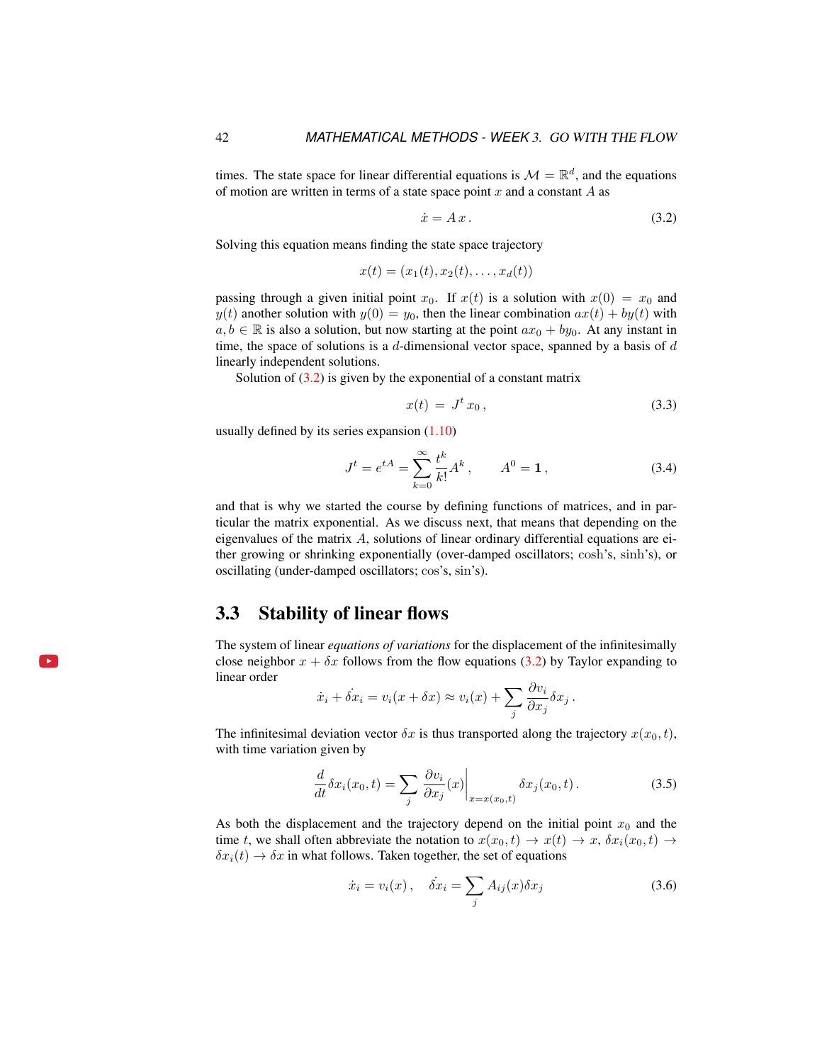times. The state space for linear differential equations is $\mathcal{M} = \mathbb{R}^d$, and the equations of motion are written in terms of a state space point $x$ and a constant $A$ as

$$\dot{x} = A\,x\,. \tag{3.2}$$

Solving this equation means finding the state space trajectory

$$x(t) = (x_1(t), x_2(t), \ldots, x_d(t))$$

passing through a given initial point $x_0$. If $x(t)$ is a solution with $x(0) = x_0$ and $y(t)$ another solution with $y(0) = y_0$, then the linear combination $ax(t) + by(t)$ with $a, b \in \mathbb{R}$ is also a solution, but now starting at the point $ax_0 + by_0$. At any instant in time, the space of solutions is a $d$-dimensional vector space, spanned by a basis of $d$ linearly independent solutions.

Solution of (3.2) is given by the exponential of a constant matrix

$$x(t) \;=\; J^t\, x_0\,, \tag{3.3}$$

usually defined by its series expansion (1.10)

$$J^t = e^{tA} = \sum_{k=0}^{\infty} \frac{t^k}{k!} A^k\,, \qquad A^0 = \mathbf{1}\,, \tag{3.4}$$

and that is why we started the course by defining functions of matrices, and in particular the matrix exponential. As we discuss next, that means that depending on the eigenvalues of the matrix $A$, solutions of linear ordinary differential equations are either growing or shrinking exponentially (over-damped oscillators; $\cosh$'s, $\sinh$'s), or oscillating (under-damped oscillators; $\cos$'s, $\sin$'s).

## 3.3 Stability of linear flows

The system of linear *equations of variations* for the displacement of the infinitesimally close neighbor $x + \delta x$ follows from the flow equations (3.2) by Taylor expanding to linear order

$$\dot{x}_i + \dot{\delta x}_i = v_i(x + \delta x) \approx v_i(x) + \sum_j \frac{\partial v_i}{\partial x_j} \delta x_j\,.$$

The infinitesimal deviation vector $\delta x$ is thus transported along the trajectory $x(x_0, t)$, with time variation given by

$$\frac{d}{dt} \delta x_i(x_0, t) = \sum_j \left. \frac{\partial v_i}{\partial x_j}(x) \right|_{x = x(x_0,t)} \delta x_j(x_0, t)\,. \tag{3.5}$$

As both the displacement and the trajectory depend on the initial point $x_0$ and the time $t$, we shall often abbreviate the notation to $x(x_0, t) \to x(t) \to x$, $\delta x_i(x_0, t) \to \delta x_i(t) \to \delta x$ in what follows. Taken together, the set of equations

$$\dot{x}_i = v_i(x)\,, \quad \dot{\delta x}_i = \sum_j A_{ij}(x) \delta x_j \tag{3.6}$$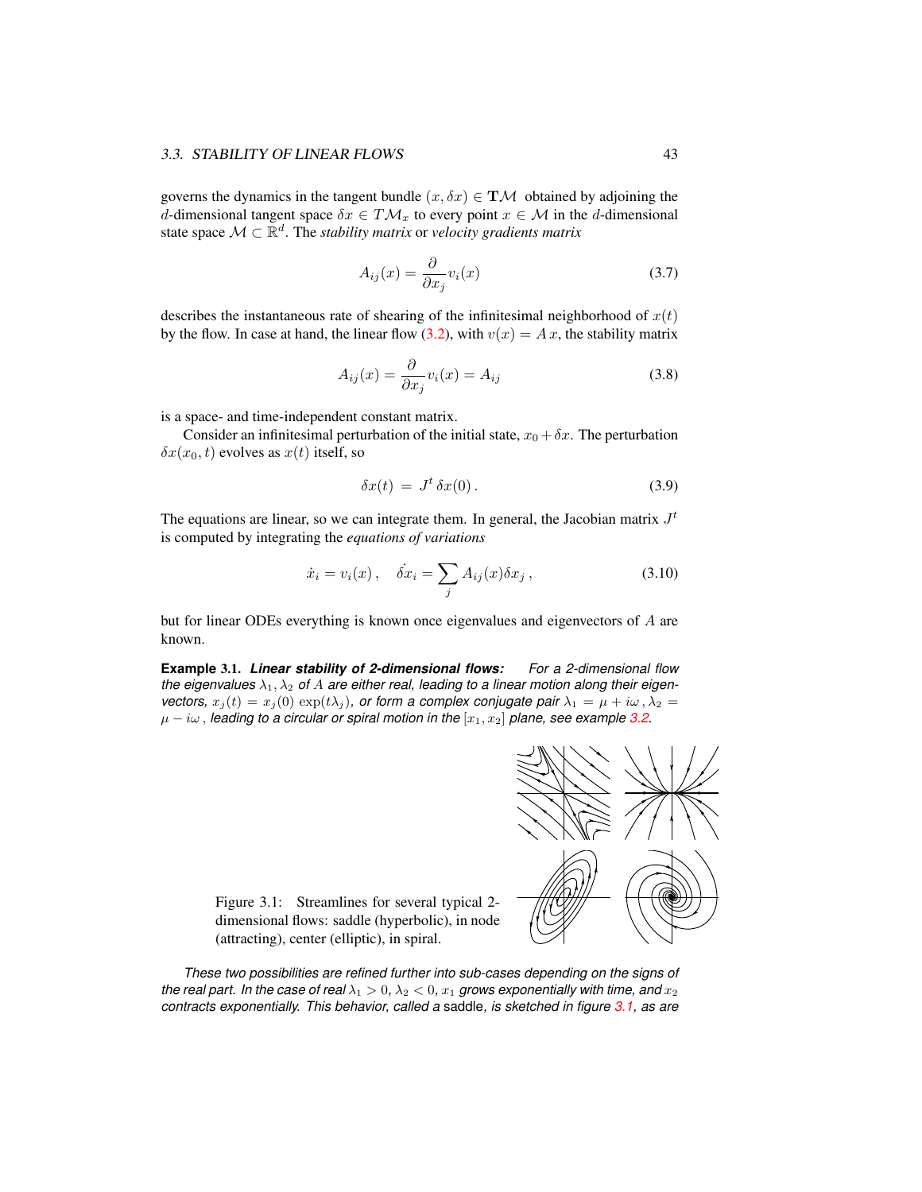governs the dynamics in the tangent bundle $(x, \delta x) \in \mathbf{T}\mathcal{M}$ obtained by adjoining the $d$-dimensional tangent space $\delta x \in T\mathcal{M}_x$ to every point $x \in \mathcal{M}$ in the $d$-dimensional state space $\mathcal{M} \subset \mathbb{R}^d$. The *stability matrix* or *velocity gradients matrix*

$$A_{ij}(x) = \frac{\partial}{\partial x_j} v_i(x) \tag{3.7}$$

describes the instantaneous rate of shearing of the infinitesimal neighborhood of $x(t)$ by the flow. In case at hand, the linear flow (3.2), with $v(x) = A\,x$, the stability matrix

$$A_{ij}(x) = \frac{\partial}{\partial x_j} v_i(x) = A_{ij} \tag{3.8}$$

is a space- and time-independent constant matrix.

Consider an infinitesimal perturbation of the initial state, $x_0 + \delta x$. The perturbation $\delta x(x_0, t)$ evolves as $x(t)$ itself, so

$$\delta x(t) \;=\; J^t\,\delta x(0)\,. \tag{3.9}$$

The equations are linear, so we can integrate them. In general, the Jacobian matrix $J^t$ is computed by integrating the *equations of variations*

$$\dot{x}_i = v_i(x)\,, \quad \dot{\delta x}_i = \sum_j A_{ij}(x)\delta x_j\,, \tag{3.10}$$

but for linear ODEs everything is known once eigenvalues and eigenvectors of $A$ are known.

**Example 3.1.** ***Linear stability of 2-dimensional flows:*** *For a 2-dimensional flow the eigenvalues $\lambda_1, \lambda_2$ of $A$ are either real, leading to a linear motion along their eigenvectors, $x_j(t) = x_j(0)\,\exp(t\lambda_j)$, or form a complex conjugate pair $\lambda_1 = \mu + i\omega\,, \lambda_2 = \mu - i\omega\,$, leading to a circular or spiral motion in the $[x_1, x_2]$ plane, see example 3.2.*

Figure 3.1: Streamlines for several typical 2-dimensional flows: saddle (hyperbolic), in node (attracting), center (elliptic), in spiral.

*These two possibilities are refined further into sub-cases depending on the signs of the real part. In the case of real $\lambda_1 > 0$, $\lambda_2 < 0$, $x_1$ grows exponentially with time, and $x_2$ contracts exponentially. This behavior, called a* saddle*, is sketched in figure 3.1, as are*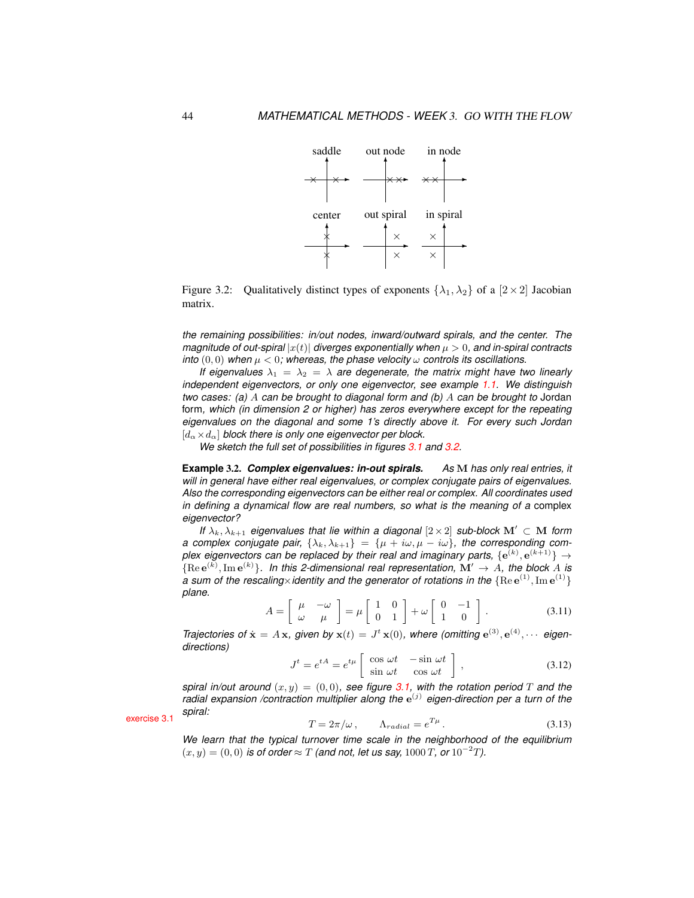saddle out node in node

center out spiral in spiral

Figure 3.2: Qualitatively distinct types of exponents $\{\lambda_1, \lambda_2\}$ of a $[2\times 2]$ Jacobian matrix.

*the remaining possibilities: in/out nodes, inward/outward spirals, and the center. The magnitude of out-spiral $|x(t)|$ diverges exponentially when $\mu > 0$, and in-spiral contracts into $(0,0)$ when $\mu < 0$; whereas, the phase velocity $\omega$ controls its oscillations.*

*If eigenvalues $\lambda_1 = \lambda_2 = \lambda$ are degenerate, the matrix might have two linearly independent eigenvectors, or only one eigenvector, see example 1.1. We distinguish two cases: (a) $A$ can be brought to diagonal form and (b) $A$ can be brought to* Jordan form*, which (in dimension 2 or higher) has zeros everywhere except for the repeating eigenvalues on the diagonal and some 1's directly above it. For every such Jordan $[d_\alpha \times d_\alpha]$ block there is only one eigenvector per block.*

*We sketch the full set of possibilities in figures 3.1 and 3.2.*

**Example 3.2. *Complex eigenvalues: in-out spirals.*** *As $\mathbf{M}$ has only real entries, it will in general have either real eigenvalues, or complex conjugate pairs of eigenvalues. Also the corresponding eigenvectors can be either real or complex. All coordinates used in defining a dynamical flow are real numbers, so what is the meaning of a* complex *eigenvector?*

*If $\lambda_k, \lambda_{k+1}$ eigenvalues that lie within a diagonal $[2\times 2]$ sub-block $\mathbf{M}' \subset \mathbf{M}$ form a complex conjugate pair, $\{\lambda_k, \lambda_{k+1}\} = \{\mu + i\omega, \mu - i\omega\}$, the corresponding complex eigenvectors can be replaced by their real and imaginary parts, $\{\mathbf{e}^{(k)}, \mathbf{e}^{(k+1)}\} \to \{\mathrm{Re}\,\mathbf{e}^{(k)}, \mathrm{Im}\,\mathbf{e}^{(k)}\}$. In this 2-dimensional real representation, $\mathbf{M}' \to A$, the block $A$ is a sum of the rescaling×identity and the generator of rotations in the $\{\mathrm{Re}\,\mathbf{e}^{(1)}, \mathrm{Im}\,\mathbf{e}^{(1)}\}$ plane.*

$$
A = \begin{bmatrix} \mu & -\omega \\ \omega & \mu \end{bmatrix} = \mu \begin{bmatrix} 1 & 0 \\ 0 & 1 \end{bmatrix} + \omega \begin{bmatrix} 0 & -1 \\ 1 & 0 \end{bmatrix}. \tag{3.11}
$$

*Trajectories of $\dot{\mathbf{x}} = A\,\mathbf{x}$, given by $\mathbf{x}(t) = J^t\,\mathbf{x}(0)$, where (omitting $\mathbf{e}^{(3)}, \mathbf{e}^{(4)}, \cdots$ eigen-directions)*

$$
J^t = e^{tA} = e^{t\mu} \begin{bmatrix} \cos\omega t & -\sin\omega t \\ \sin\omega t & \cos\omega t \end{bmatrix}, \tag{3.12}
$$

*spiral in/out around $(x,y) = (0,0)$, see figure 3.1, with the rotation period $T$ and the radial expansion /contraction multiplier along the $\mathbf{e}^{(j)}$ eigen-direction per a turn of the spiral:*

exercise 3.1

$$
T = 2\pi/\omega\,, \qquad \Lambda_{radial} = e^{T\mu}\,. \tag{3.13}
$$

*We learn that the typical turnover time scale in the neighborhood of the equilibrium $(x,y) = (0,0)$ is of order $\approx T$ (and not, let us say, $1000\,T$, or $10^{-2}T$).*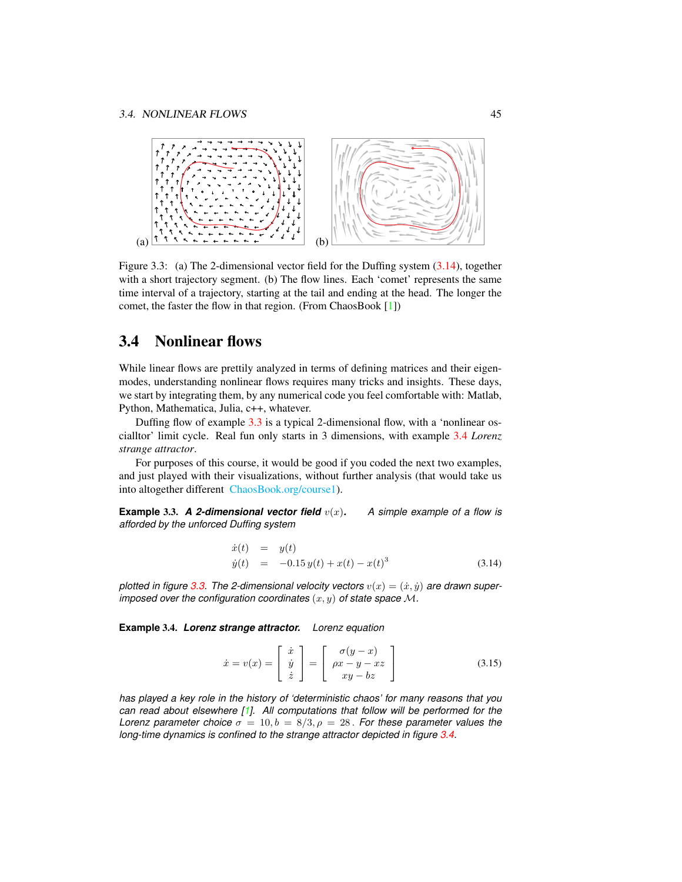(a) (b)

Figure 3.3: (a) The 2-dimensional vector field for the Duffing system (3.14), together with a short trajectory segment. (b) The flow lines. Each 'comet' represents the same time interval of a trajectory, starting at the tail and ending at the head. The longer the comet, the faster the flow in that region. (From ChaosBook [1])

## 3.4 Nonlinear flows

While linear flows are prettily analyzed in terms of defining matrices and their eigenmodes, understanding nonlinear flows requires many tricks and insights. These days, we start by integrating them, by any numerical code you feel comfortable with: Matlab, Python, Mathematica, Julia, c++, whatever.

Duffing flow of example 3.3 is a typical 2-dimensional flow, with a 'nonlinear oscialltor' limit cycle. Real fun only starts in 3 dimensions, with example 3.4 *Lorenz strange attractor*.

For purposes of this course, it would be good if you coded the next two examples, and just played with their visualizations, without further analysis (that would take us into altogether different ChaosBook.org/course1).

**Example 3.3.** ***A 2-dimensional vector field*** $v(x)$**.** *A simple example of a flow is afforded by the unforced Duffing system*

$$
\begin{aligned}
\dot{x}(t) &= y(t) \\
\dot{y}(t) &= -0.15\, y(t) + x(t) - x(t)^3
\end{aligned}
\tag{3.14}
$$

*plotted in figure 3.3. The 2-dimensional velocity vectors* $v(x) = (\dot{x}, \dot{y})$ *are drawn superimposed over the configuration coordinates* $(x, y)$ *of state space* $\mathcal{M}$*.*

**Example 3.4.** ***Lorenz strange attractor.*** *Lorenz equation*

$$
\dot{x} = v(x) = \begin{bmatrix} \dot{x} \\ \dot{y} \\ \dot{z} \end{bmatrix} = \begin{bmatrix} \sigma(y - x) \\ \rho x - y - xz \\ xy - bz \end{bmatrix}
\tag{3.15}
$$

*has played a key role in the history of 'deterministic chaos' for many reasons that you can read about elsewhere [↑]. All computations that follow will be performed for the Lorenz parameter choice* $\sigma = 10, b = 8/3, \rho = 28$*. For these parameter values the long-time dynamics is confined to the strange attractor depicted in figure 3.4.*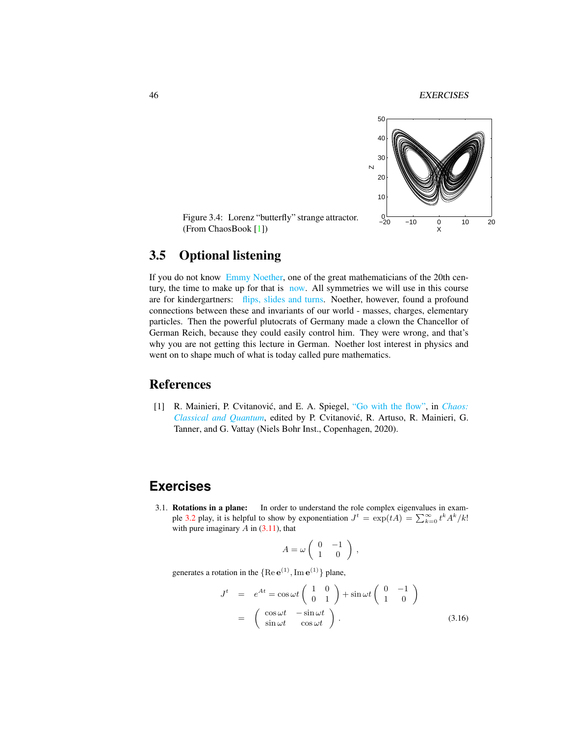Figure 3.4: Lorenz "butterfly" strange attractor. (From ChaosBook [1])

## 3.5 Optional listening

If you do not know Emmy Noether, one of the great mathematicians of the 20th century, the time to make up for that is now. All symmetries we will use in this course are for kindergartners: flips, slides and turns. Noether, however, found a profound connections between these and invariants of our world - masses, charges, elementary particles. Then the powerful plutocrats of Germany made a clown the Chancellor of German Reich, because they could easily control him. They were wrong, and that's why you are not getting this lecture in German. Noether lost interest in physics and went on to shape much of what is today called pure mathematics.

## References

[1] R. Mainieri, P. Cvitanović, and E. A. Spiegel, "Go with the flow", in *Chaos: Classical and Quantum*, edited by P. Cvitanović, R. Artuso, R. Mainieri, G. Tanner, and G. Vattay (Niels Bohr Inst., Copenhagen, 2020).

## Exercises

3.1. **Rotations in a plane:** In order to understand the role complex eigenvalues in example 3.2 play, it is helpful to show by exponentiation $J^t = \exp(tA) = \sum_{k=0}^{\infty} t^k A^k / k!$ with pure imaginary $A$ in (3.11), that

$$A = \omega \begin{pmatrix} 0 & -1 \\ 1 & 0 \end{pmatrix},$$

generates a rotation in the $\{\mathrm{Re}\,\mathbf{e}^{(1)}, \mathrm{Im}\,\mathbf{e}^{(1)}\}$ plane,

$$\begin{aligned} J^t &= e^{At} = \cos\omega t \begin{pmatrix} 1 & 0 \\ 0 & 1 \end{pmatrix} + \sin\omega t \begin{pmatrix} 0 & -1 \\ 1 & 0 \end{pmatrix} \\ &= \begin{pmatrix} \cos\omega t & -\sin\omega t \\ \sin\omega t & \cos\omega t \end{pmatrix}. \end{aligned} \tag{3.16}$$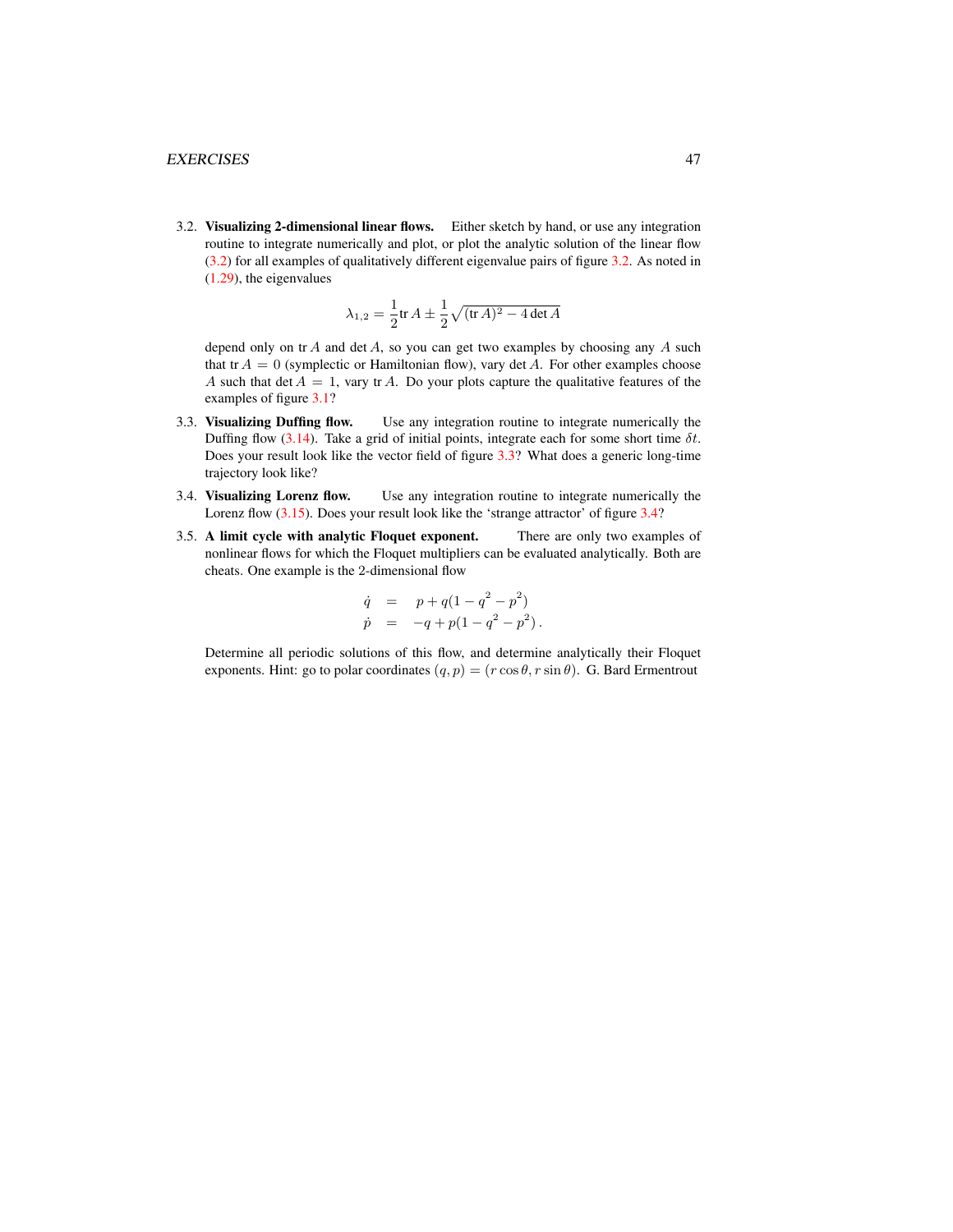3.2. **Visualizing 2-dimensional linear flows.** Either sketch by hand, or use any integration routine to integrate numerically and plot, or plot the analytic solution of the linear flow (3.2) for all examples of qualitatively different eigenvalue pairs of figure 3.2. As noted in (1.29), the eigenvalues

$$\lambda_{1,2} = \frac{1}{2}\mathrm{tr}\, A \pm \frac{1}{2}\sqrt{(\mathrm{tr}\, A)^2 - 4\det A}$$

depend only on $\mathrm{tr}\, A$ and $\det A$, so you can get two examples by choosing any $A$ such that $\mathrm{tr}\, A = 0$ (symplectic or Hamiltonian flow), vary $\det A$. For other examples choose $A$ such that $\det A = 1$, vary $\mathrm{tr}\, A$. Do your plots capture the qualitative features of the examples of figure 3.1?

3.3. **Visualizing Duffing flow.** Use any integration routine to integrate numerically the Duffing flow (3.14). Take a grid of initial points, integrate each for some short time $\delta t$. Does your result look like the vector field of figure 3.3? What does a generic long-time trajectory look like?

3.4. **Visualizing Lorenz flow.** Use any integration routine to integrate numerically the Lorenz flow (3.15). Does your result look like the 'strange attractor' of figure 3.4?

3.5. **A limit cycle with analytic Floquet exponent.** There are only two examples of nonlinear flows for which the Floquet multipliers can be evaluated analytically. Both are cheats. One example is the 2-dimensional flow

$$\begin{aligned}
\dot{q} &= p + q(1 - q^2 - p^2) \\
\dot{p} &= -q + p(1 - q^2 - p^2)\,.
\end{aligned}$$

Determine all periodic solutions of this flow, and determine analytically their Floquet exponents. Hint: go to polar coordinates $(q, p) = (r\cos\theta, r\sin\theta)$. G. Bard Ermentrout